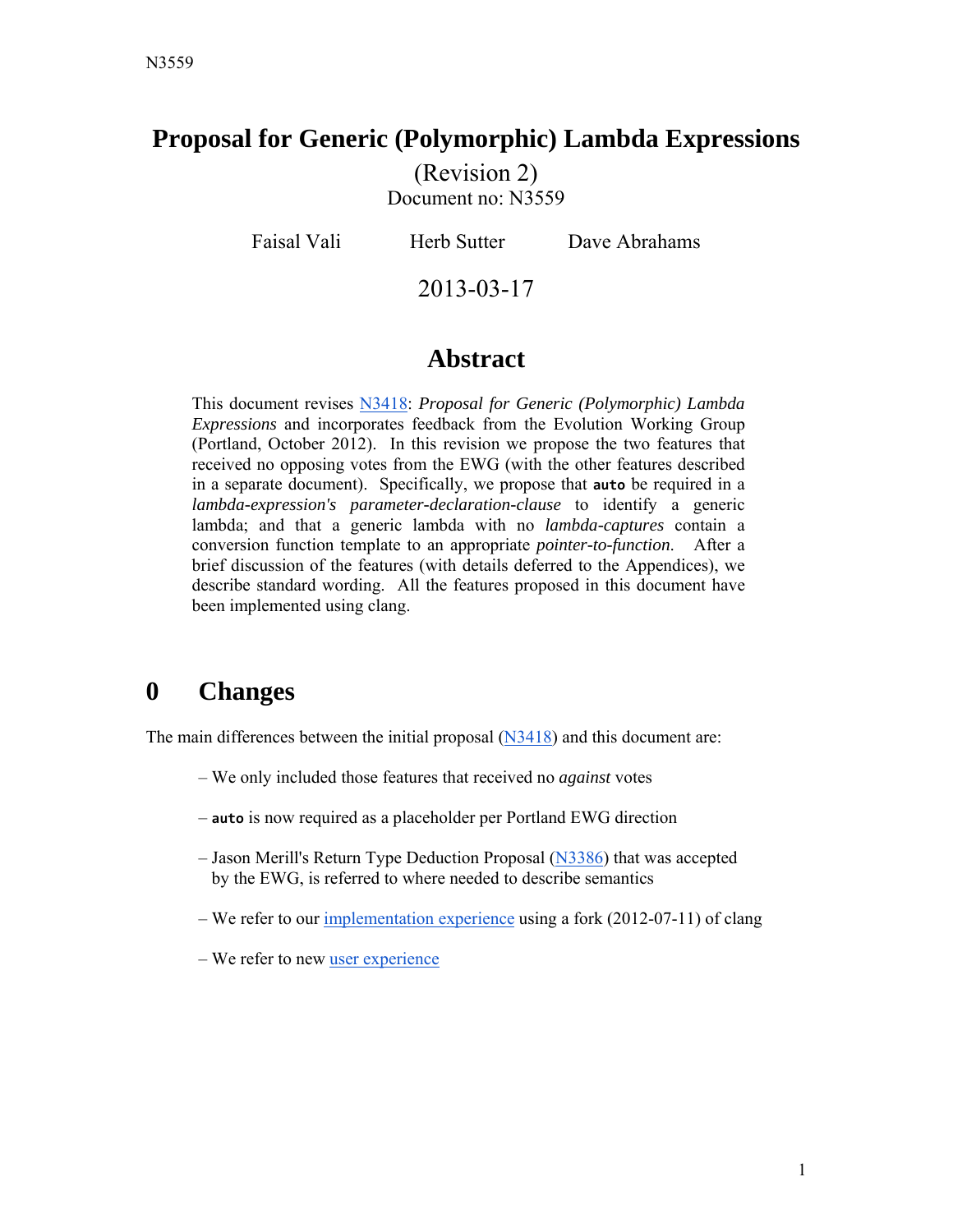# Proposal for Generic (Polymorphic) Lambda Expressions

(Revision 2)
Document no: N3559

Faisal Vali    Herb Sutter    Dave Abrahams

2013-03-17

## Abstract

This document revises N3418: *Proposal for Generic (Polymorphic) Lambda Expressions* and incorporates feedback from the Evolution Working Group (Portland, October 2012). In this revision we propose the two features that received no opposing votes from the EWG (with the other features described in a separate document). Specifically, we propose that **`auto`** be required in a *lambda-expression's parameter-declaration-clause* to identify a generic lambda; and that a generic lambda with no *lambda-captures* contain a conversion function template to an appropriate *pointer-to-function*. After a brief discussion of the features (with details deferred to the Appendices), we describe standard wording. All the features proposed in this document have been implemented using clang.

## 0 Changes

The main differences between the initial proposal (N3418) and this document are:

– We only included those features that received no *against* votes

– **`auto`** is now required as a placeholder per Portland EWG direction

– Jason Merill's Return Type Deduction Proposal (N3386) that was accepted by the EWG, is referred to where needed to describe semantics

– We refer to our implementation experience using a fork (2012-07-11) of clang

– We refer to new user experience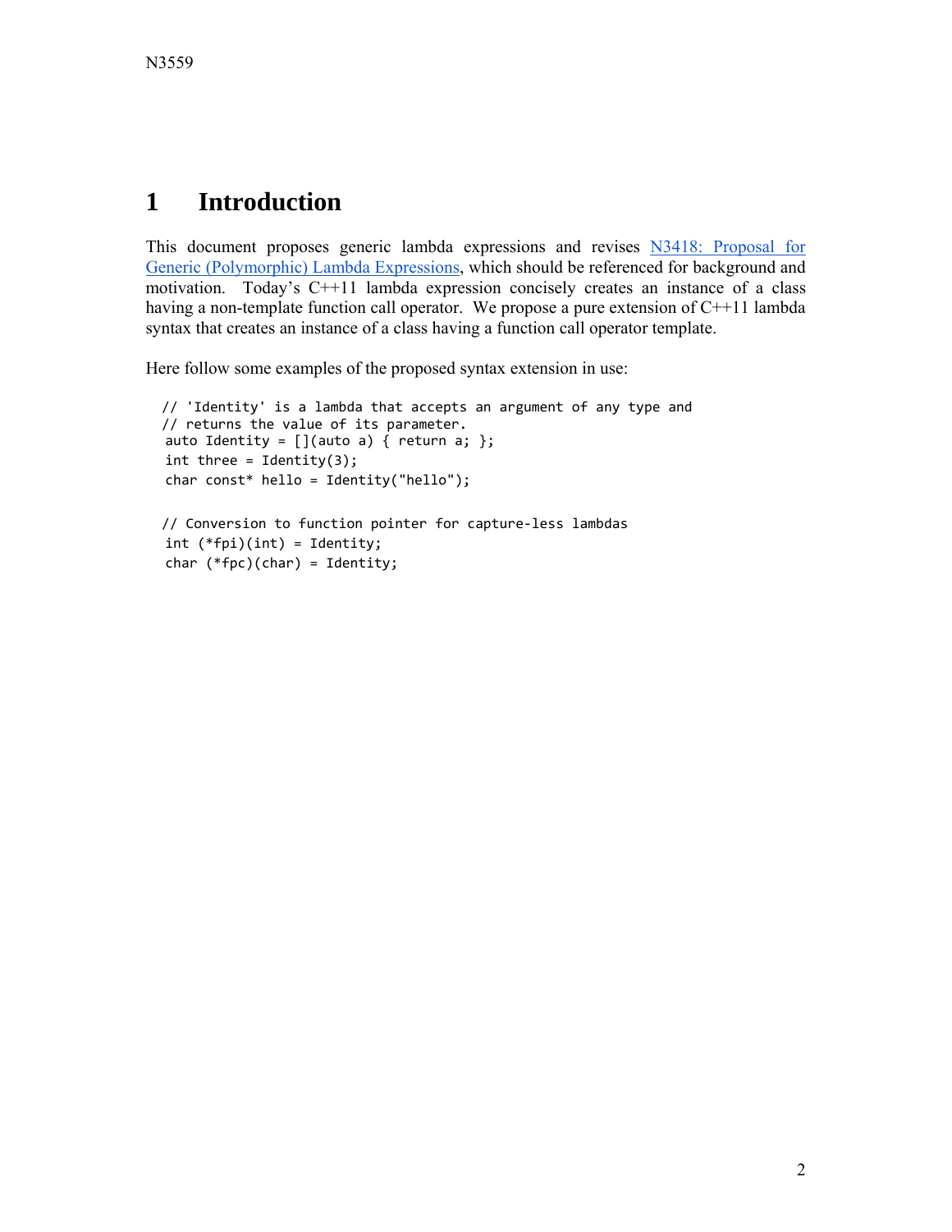# 1 Introduction

This document proposes generic lambda expressions and revises [N3418: Proposal for Generic (Polymorphic) Lambda Expressions](), which should be referenced for background and motivation. Today's C++11 lambda expression concisely creates an instance of a class having a non-template function call operator. We propose a pure extension of C++11 lambda syntax that creates an instance of a class having a function call operator template.

Here follow some examples of the proposed syntax extension in use:

```
// 'Identity' is a lambda that accepts an argument of any type and
// returns the value of its parameter.
 auto Identity = [](auto a) { return a; };
 int three = Identity(3);
 char const* hello = Identity("hello");

// Conversion to function pointer for capture-less lambdas
 int (*fpi)(int) = Identity;
 char (*fpc)(char) = Identity;
```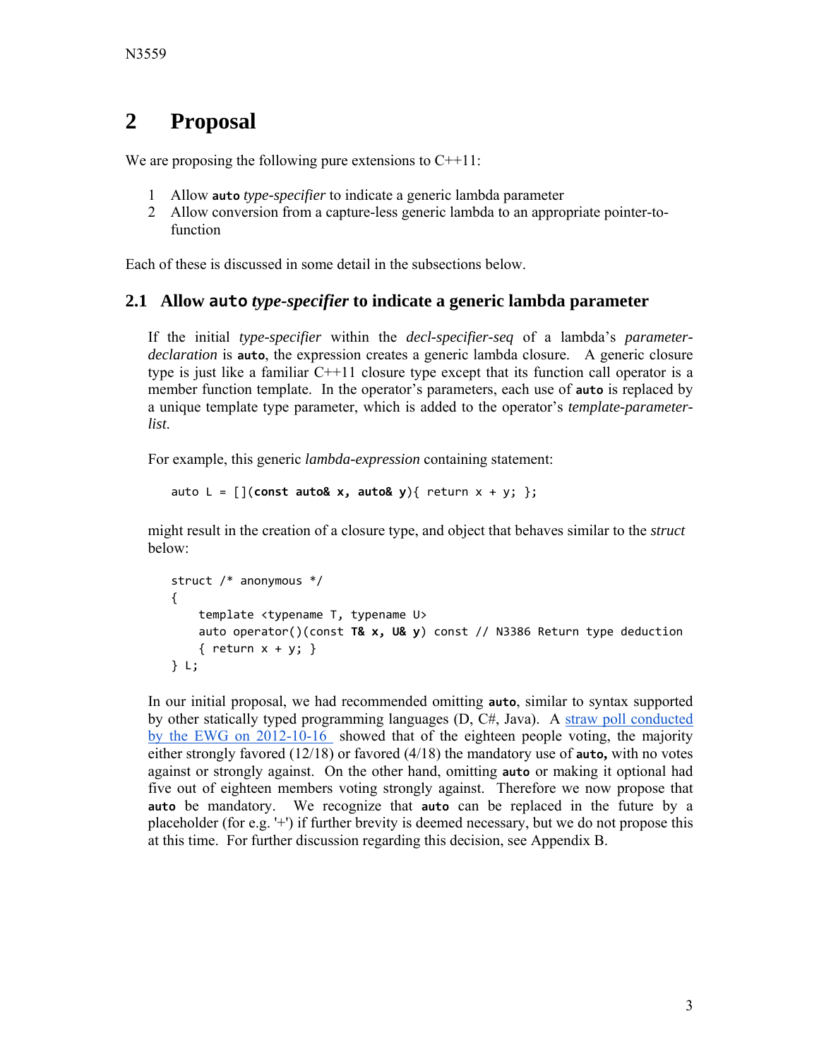## 2 Proposal

We are proposing the following pure extensions to C++11:

1. Allow **auto** *type-specifier* to indicate a generic lambda parameter
2. Allow conversion from a capture-less generic lambda to an appropriate pointer-to-function

Each of these is discussed in some detail in the subsections below.

### 2.1 Allow `auto` *type-specifier* to indicate a generic lambda parameter

If the initial *type-specifier* within the *decl-specifier-seq* of a lambda's *parameter-declaration* is **auto**, the expression creates a generic lambda closure. A generic closure type is just like a familiar C++11 closure type except that its function call operator is a member function template. In the operator's parameters, each use of **auto** is replaced by a unique template type parameter, which is added to the operator's *template-parameter-list*.

For example, this generic *lambda-expression* containing statement:

```
auto L = [](const auto& x, auto& y){ return x + y; };
```

might result in the creation of a closure type, and object that behaves similar to the *struct* below:

```
struct /* anonymous */
{
    template <typename T, typename U>
    auto operator()(const T& x, U& y) const // N3386 Return type deduction
    { return x + y; }
} L;
```

In our initial proposal, we had recommended omitting **auto**, similar to syntax supported by other statically typed programming languages (D, C#, Java). A [straw poll conducted by the EWG on 2012-10-16](#) showed that of the eighteen people voting, the majority either strongly favored (12/18) or favored (4/18) the mandatory use of **auto,** with no votes against or strongly against. On the other hand, omitting **auto** or making it optional had five out of eighteen members voting strongly against. Therefore we now propose that **auto** be mandatory. We recognize that **auto** can be replaced in the future by a placeholder (for e.g. '+') if further brevity is deemed necessary, but we do not propose this at this time. For further discussion regarding this decision, see Appendix B.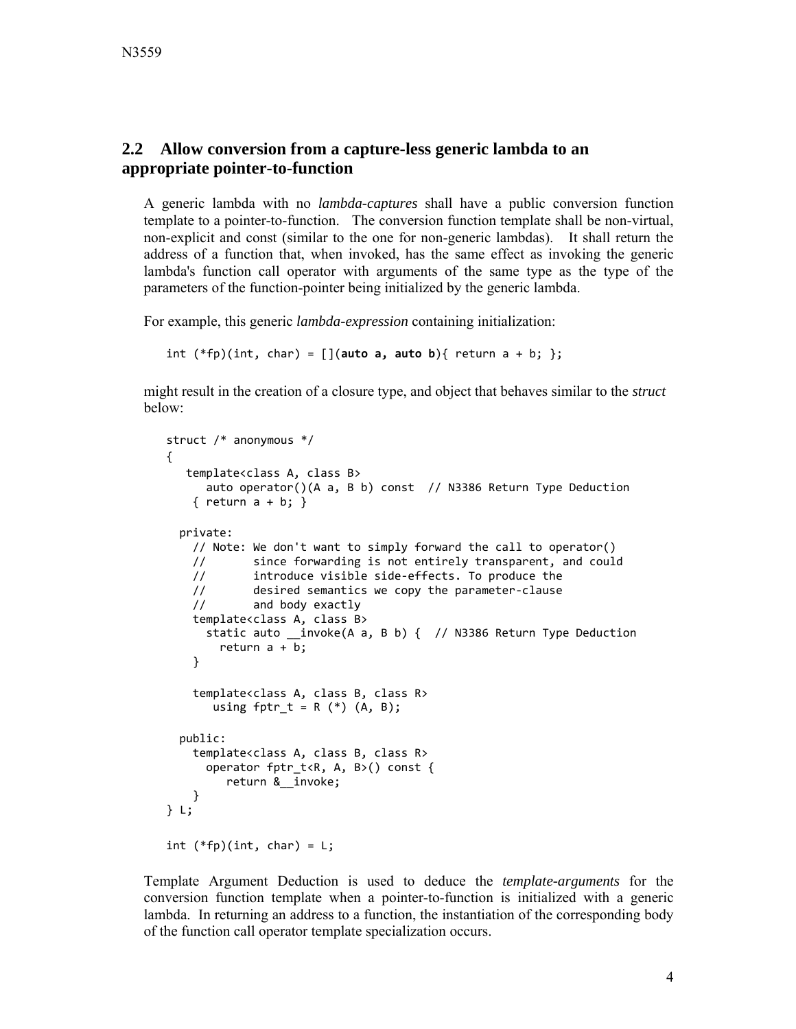## 2.2 Allow conversion from a capture-less generic lambda to an appropriate pointer-to-function

A generic lambda with no *lambda-captures* shall have a public conversion function template to a pointer-to-function. The conversion function template shall be non-virtual, non-explicit and const (similar to the one for non-generic lambdas). It shall return the address of a function that, when invoked, has the same effect as invoking the generic lambda's function call operator with arguments of the same type as the type of the parameters of the function-pointer being initialized by the generic lambda.

For example, this generic *lambda-expression* containing initialization:

```
int (*fp)(int, char) = [](auto a, auto b){ return a + b; };
```

might result in the creation of a closure type, and object that behaves similar to the *struct* below:

```
struct /* anonymous */
{
   template<class A, class B>
      auto operator()(A a, B b) const  // N3386 Return Type Deduction
     { return a + b; }

  private:
    // Note: We don't want to simply forward the call to operator()
    //       since forwarding is not entirely transparent, and could
    //       introduce visible side-effects. To produce the
    //       desired semantics we copy the parameter-clause
    //       and body exactly
    template<class A, class B>
      static auto __invoke(A a, B b) {  // N3386 Return Type Deduction
        return a + b;
    }

    template<class A, class B, class R>
       using fptr_t = R (*) (A, B);

  public:
    template<class A, class B, class R>
      operator fptr_t<R, A, B>() const {
         return &__invoke;
    }
} L;

int (*fp)(int, char) = L;
```

Template Argument Deduction is used to deduce the *template-arguments* for the conversion function template when a pointer-to-function is initialized with a generic lambda. In returning an address to a function, the instantiation of the corresponding body of the function call operator template specialization occurs.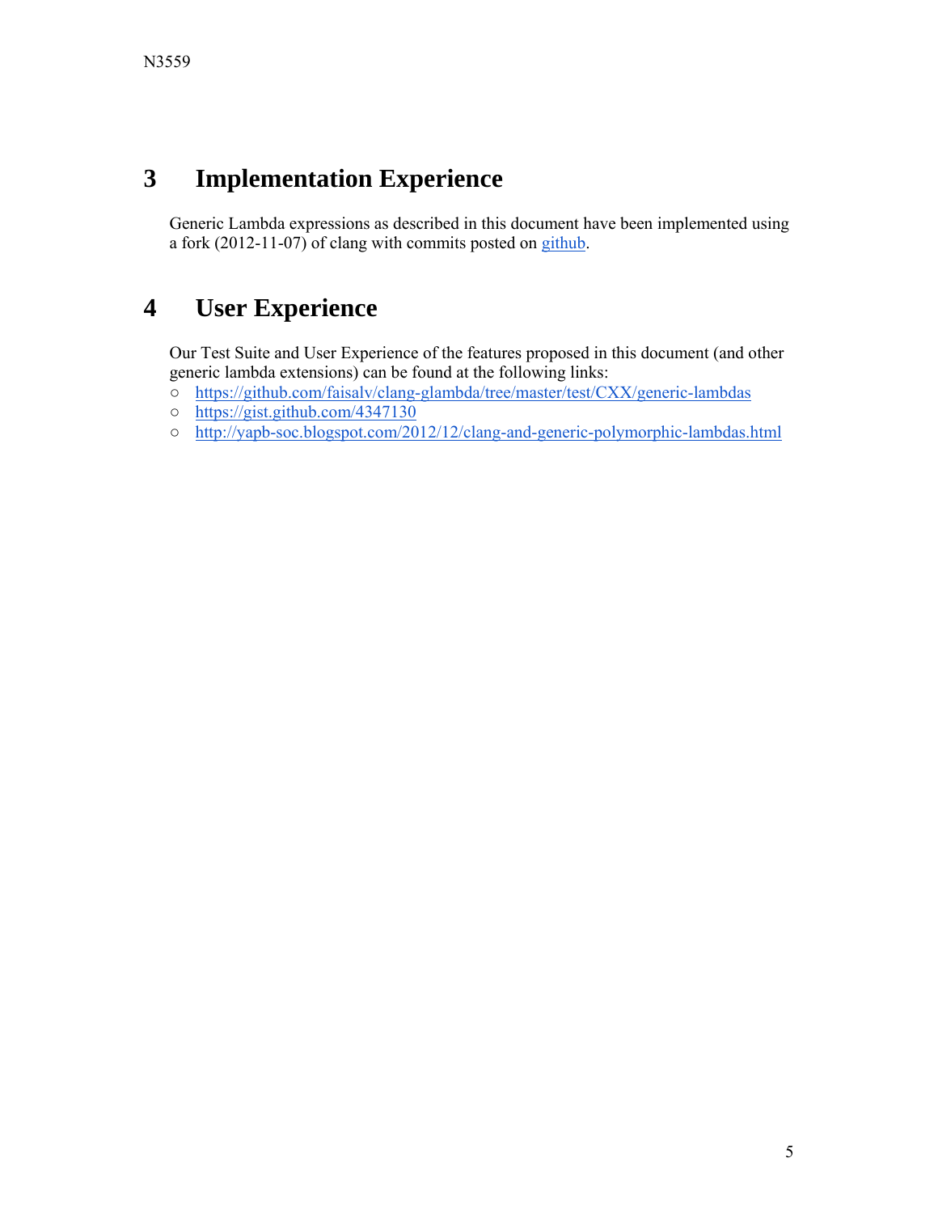# 3 Implementation Experience

Generic Lambda expressions as described in this document have been implemented using a fork (2012-11-07) of clang with commits posted on github.

# 4 User Experience

Our Test Suite and User Experience of the features proposed in this document (and other generic lambda extensions) can be found at the following links:

- https://github.com/faisalv/clang-glambda/tree/master/test/CXX/generic-lambdas
- https://gist.github.com/4347130
- http://yapb-soc.blogspot.com/2012/12/clang-and-generic-polymorphic-lambdas.html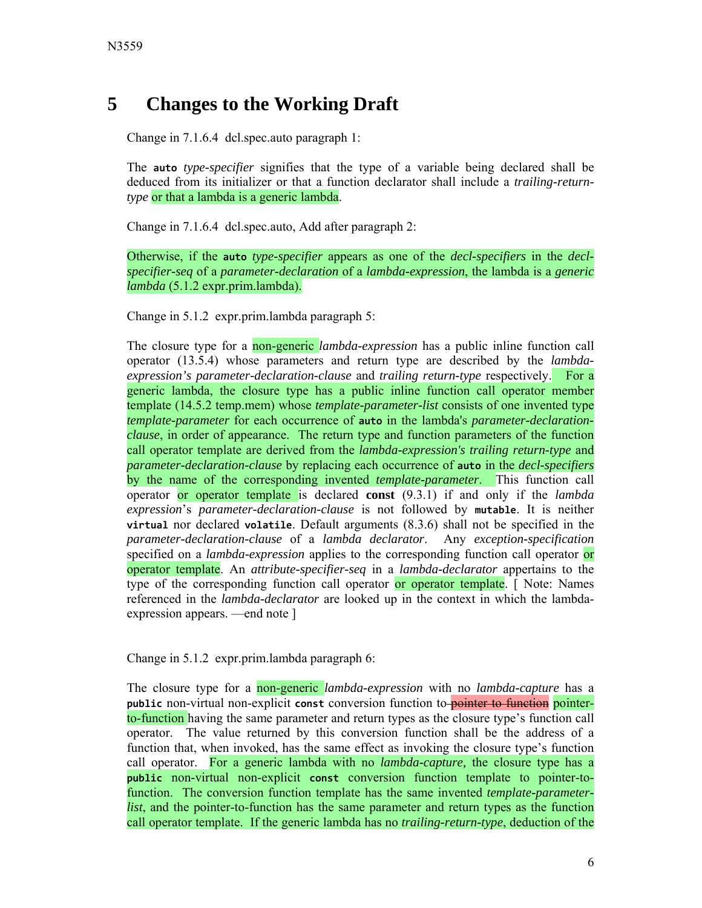# 5 Changes to the Working Draft

Change in 7.1.6.4 dcl.spec.auto paragraph 1:

The `auto` *type-specifier* signifies that the type of a variable being declared shall be deduced from its initializer or that a function declarator shall include a *trailing-return-type* or that a lambda is a generic lambda.

Change in 7.1.6.4 dcl.spec.auto, Add after paragraph 2:

Otherwise, if the `auto` *type-specifier* appears as one of the *decl-specifiers* in the *decl-specifier-seq* of a *parameter-declaration* of a *lambda-expression*, the lambda is a *generic lambda* (5.1.2 expr.prim.lambda).

Change in 5.1.2 expr.prim.lambda paragraph 5:

The closure type for a non-generic *lambda-expression* has a public inline function call operator (13.5.4) whose parameters and return type are described by the *lambda-expression's parameter-declaration-clause* and *trailing return-type* respectively. For a generic lambda, the closure type has a public inline function call operator member template (14.5.2 temp.mem) whose *template-parameter-list* consists of one invented type *template-parameter* for each occurrence of `auto` in the lambda's *parameter-declaration-clause*, in order of appearance. The return type and function parameters of the function call operator template are derived from the *lambda-expression's trailing return-type* and *parameter-declaration-clause* by replacing each occurrence of `auto` in the *decl-specifiers* by the name of the corresponding invented *template-parameter*. This function call operator or operator template is declared **const** (9.3.1) if and only if the *lambda expression*'s *parameter-declaration-clause* is not followed by `mutable`. It is neither `virtual` nor declared `volatile`. Default arguments (8.3.6) shall not be specified in the *parameter-declaration-clause* of a *lambda declarator*. Any *exception-specification* specified on a *lambda-expression* applies to the corresponding function call operator or operator template. An *attribute-specifier-seq* in a *lambda-declarator* appertains to the type of the corresponding function call operator or operator template. [ Note: Names referenced in the *lambda-declarator* are looked up in the context in which the lambda-expression appears. —end note ]

Change in 5.1.2 expr.prim.lambda paragraph 6:

The closure type for a non-generic *lambda-expression* with no *lambda-capture* has a `public` non-virtual non-explicit `const` conversion function to ~~pointer to function~~ pointer-to-function having the same parameter and return types as the closure type's function call operator. The value returned by this conversion function shall be the address of a function that, when invoked, has the same effect as invoking the closure type's function call operator. For a generic lambda with no *lambda-capture,* the closure type has a `public` non-virtual non-explicit `const` conversion function template to pointer-to-function. The conversion function template has the same invented *template-parameter-list*, and the pointer-to-function has the same parameter and return types as the function call operator template. If the generic lambda has no *trailing-return-type*, deduction of the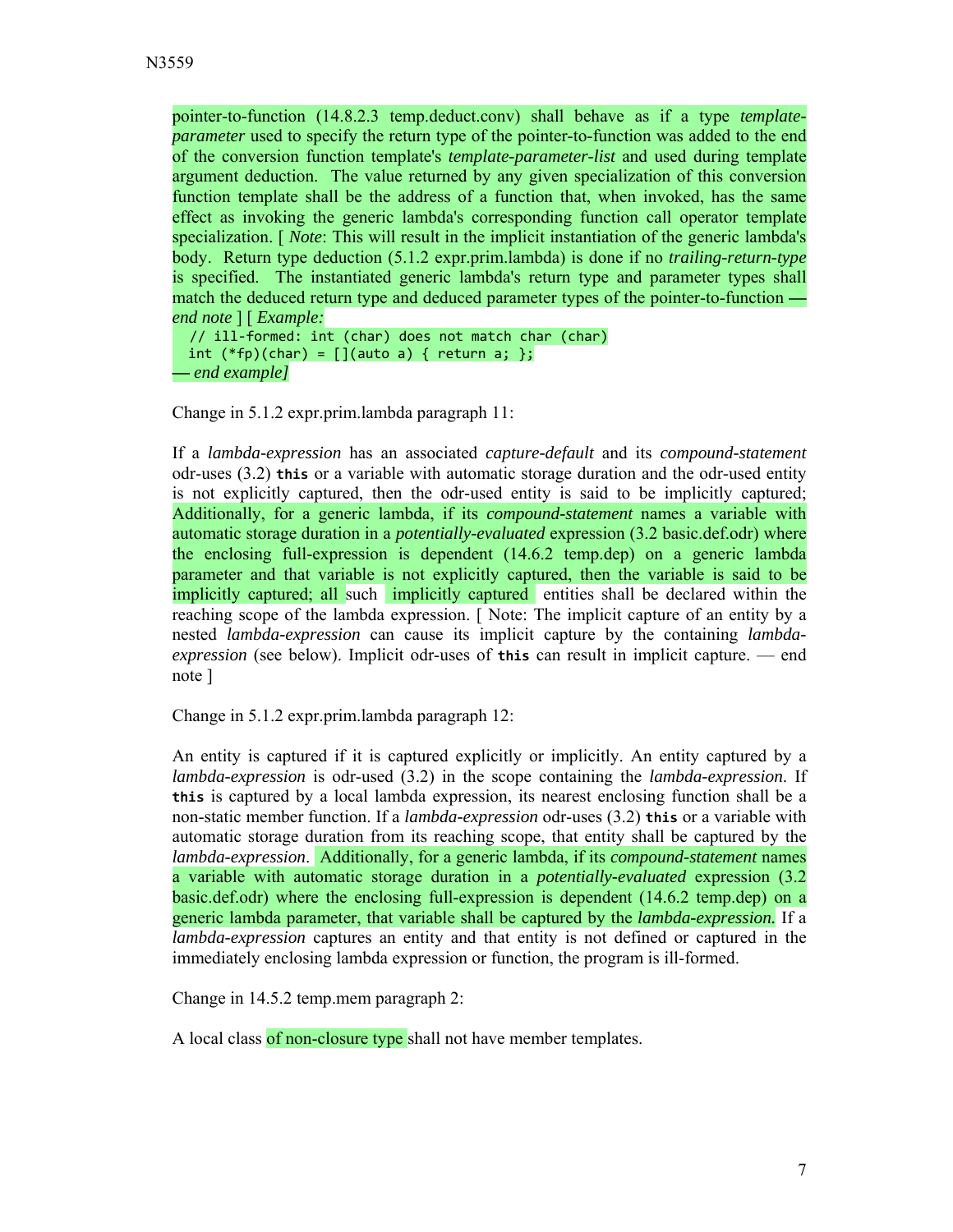pointer-to-function (14.8.2.3 temp.deduct.conv) shall behave as if a type *template-parameter* used to specify the return type of the pointer-to-function was added to the end of the conversion function template's *template-parameter-list* and used during template argument deduction. The value returned by any given specialization of this conversion function template shall be the address of a function that, when invoked, has the same effect as invoking the generic lambda's corresponding function call operator template specialization. [ *Note*: This will result in the implicit instantiation of the generic lambda's body. Return type deduction (5.1.2 expr.prim.lambda) is done if no *trailing-return-type* is specified. The instantiated generic lambda's return type and parameter types shall match the deduced return type and deduced parameter types of the pointer-to-function **—** *end note* ] [ *Example:*

```
// ill-formed: int (char) does not match char (char)
int (*fp)(char) = [](auto a) { return a; };
```

**—** *end example]*

Change in 5.1.2 expr.prim.lambda paragraph 11:

If a *lambda-expression* has an associated *capture-default* and its *compound-statement* odr-uses (3.2) **this** or a variable with automatic storage duration and the odr-used entity is not explicitly captured, then the odr-used entity is said to be implicitly captured; Additionally, for a generic lambda, if its *compound-statement* names a variable with automatic storage duration in a *potentially-evaluated* expression (3.2 basic.def.odr) where the enclosing full-expression is dependent (14.6.2 temp.dep) on a generic lambda parameter and that variable is not explicitly captured, then the variable is said to be implicitly captured; all such implicitly captured entities shall be declared within the reaching scope of the lambda expression. [ Note: The implicit capture of an entity by a nested *lambda-expression* can cause its implicit capture by the containing *lambda-expression* (see below). Implicit odr-uses of **this** can result in implicit capture. — end note ]

Change in 5.1.2 expr.prim.lambda paragraph 12:

An entity is captured if it is captured explicitly or implicitly. An entity captured by a *lambda-expression* is odr-used (3.2) in the scope containing the *lambda-expression*. If **this** is captured by a local lambda expression, its nearest enclosing function shall be a non-static member function. If a *lambda-expression* odr-uses (3.2) **this** or a variable with automatic storage duration from its reaching scope, that entity shall be captured by the *lambda-expression*. Additionally, for a generic lambda, if its *compound-statement* names a variable with automatic storage duration in a *potentially-evaluated* expression (3.2 basic.def.odr) where the enclosing full-expression is dependent (14.6.2 temp.dep) on a generic lambda parameter, that variable shall be captured by the *lambda-expression*. If a *lambda-expression* captures an entity and that entity is not defined or captured in the immediately enclosing lambda expression or function, the program is ill-formed.

Change in 14.5.2 temp.mem paragraph 2:

A local class of non-closure type shall not have member templates.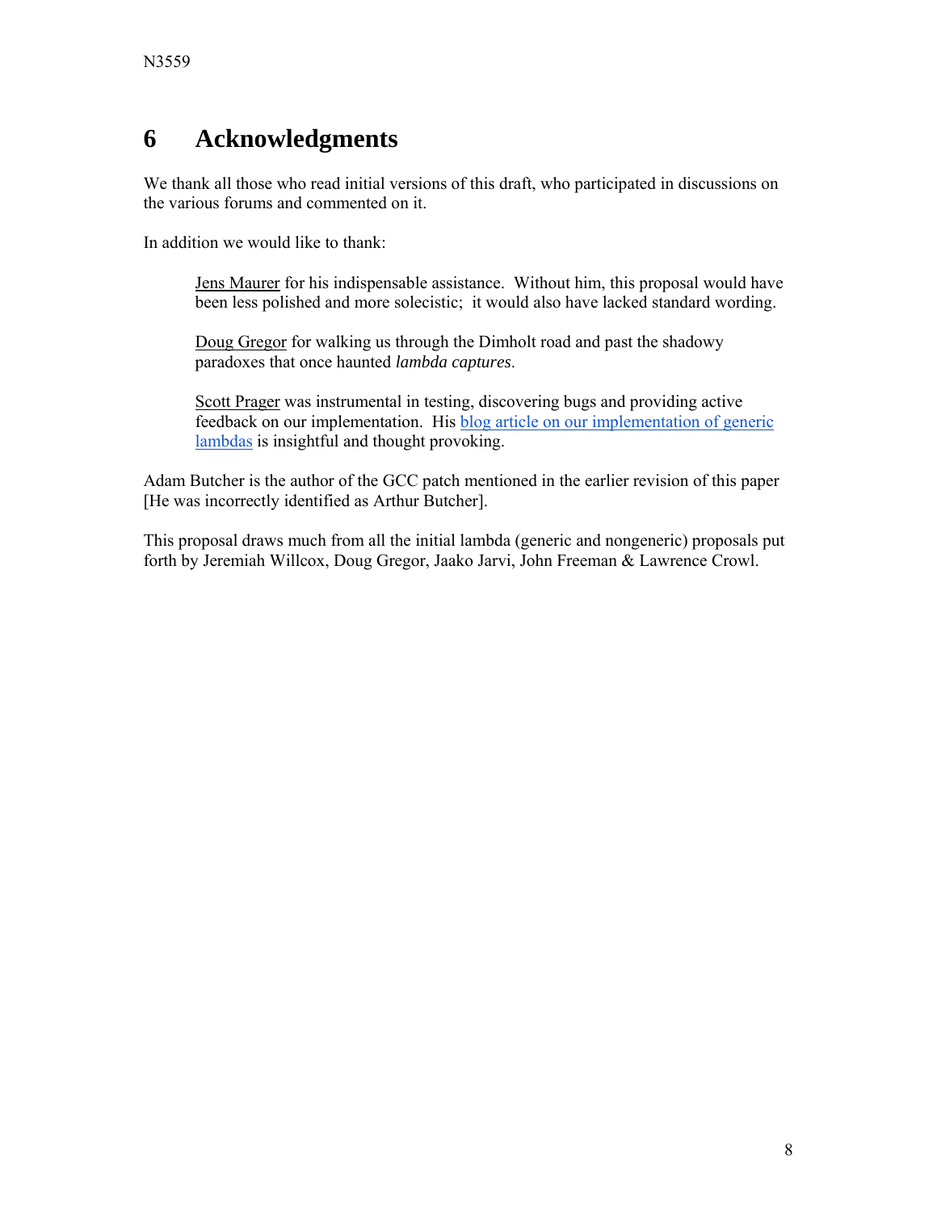# 6 Acknowledgments

We thank all those who read initial versions of this draft, who participated in discussions on the various forums and commented on it.

In addition we would like to thank:

> Jens Maurer for his indispensable assistance. Without him, this proposal would have been less polished and more solecistic; it would also have lacked standard wording.
>
> Doug Gregor for walking us through the Dimholt road and past the shadowy paradoxes that once haunted *lambda captures*.
>
> Scott Prager was instrumental in testing, discovering bugs and providing active feedback on our implementation. His blog article on our implementation of generic lambdas is insightful and thought provoking.

Adam Butcher is the author of the GCC patch mentioned in the earlier revision of this paper [He was incorrectly identified as Arthur Butcher].

This proposal draws much from all the initial lambda (generic and nongeneric) proposals put forth by Jeremiah Willcox, Doug Gregor, Jaako Jarvi, John Freeman & Lawrence Crowl.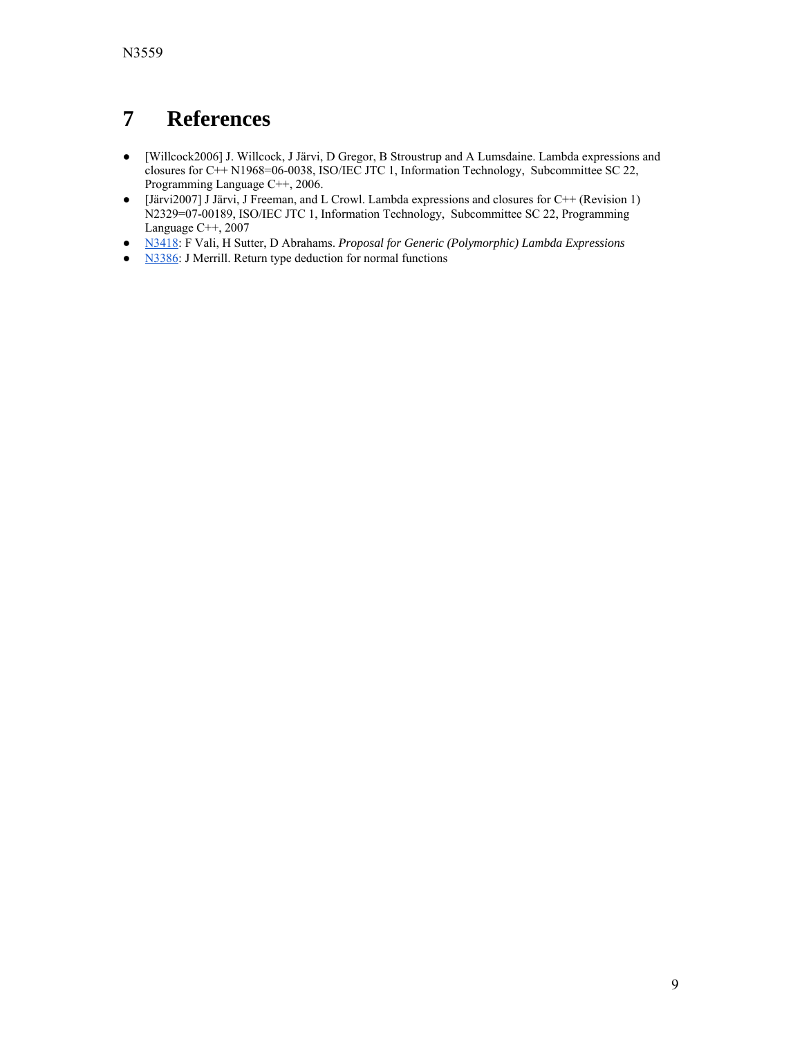# 7 References

- [Willcock2006] J. Willcock, J Järvi, D Gregor, B Stroustrup and A Lumsdaine. Lambda expressions and closures for C++ N1968=06-0038, ISO/IEC JTC 1, Information Technology, Subcommittee SC 22, Programming Language C++, 2006.
- [Järvi2007] J Järvi, J Freeman, and L Crowl. Lambda expressions and closures for C++ (Revision 1) N2329=07-00189, ISO/IEC JTC 1, Information Technology, Subcommittee SC 22, Programming Language C++, 2007
- N3418: F Vali, H Sutter, D Abrahams. *Proposal for Generic (Polymorphic) Lambda Expressions*
- N3386: J Merrill. Return type deduction for normal functions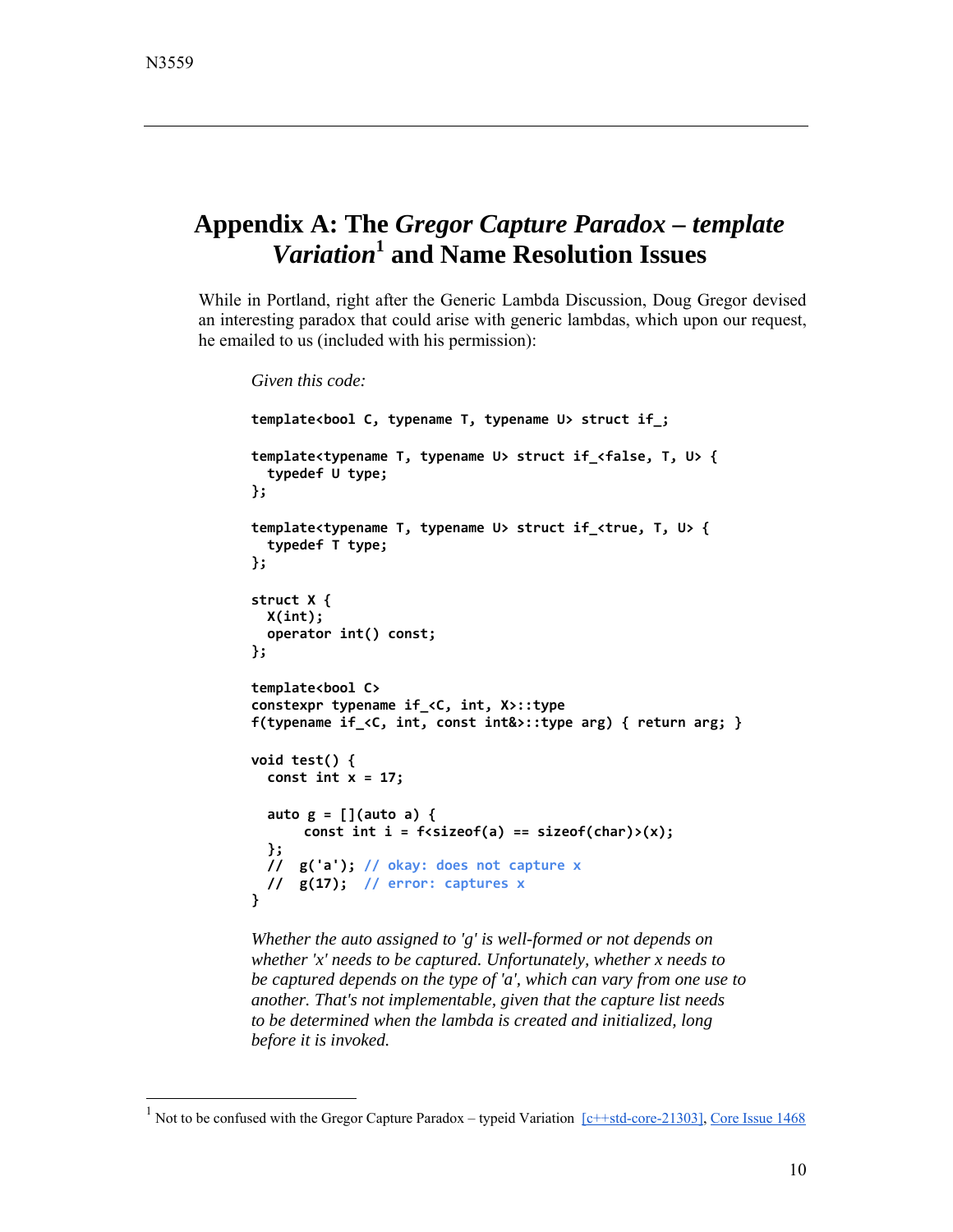# Appendix A: The *Gregor Capture Paradox – template Variation*[1] and Name Resolution Issues

While in Portland, right after the Generic Lambda Discussion, Doug Gregor devised an interesting paradox that could arise with generic lambdas, which upon our request, he emailed to us (included with his permission):

> *Given this code:*
>
> ```
> template<bool C, typename T, typename U> struct if_;
>
> template<typename T, typename U> struct if_<false, T, U> {
>   typedef U type;
> };
>
> template<typename T, typename U> struct if_<true, T, U> {
>   typedef T type;
> };
>
> struct X {
>   X(int);
>   operator int() const;
> };
>
> template<bool C>
> constexpr typename if_<C, int, X>::type
> f(typename if_<C, int, const int&>::type arg) { return arg; }
>
> void test() {
>   const int x = 17;
>
>   auto g = [](auto a) {
>        const int i = f<sizeof(a) == sizeof(char)>(x);
>   };
>   //  g('a'); // okay: does not capture x
>   //  g(17);  // error: captures x
> }
> ```
>
> *Whether the auto assigned to 'g' is well-formed or not depends on whether 'x' needs to be captured. Unfortunately, whether x needs to be captured depends on the type of 'a', which can vary from one use to another. That's not implementable, given that the capture list needs to be determined when the lambda is created and initialized, long before it is invoked.*

---

[1] Not to be confused with the Gregor Capture Paradox – typeid Variation [c++std-core-21303], Core Issue 1468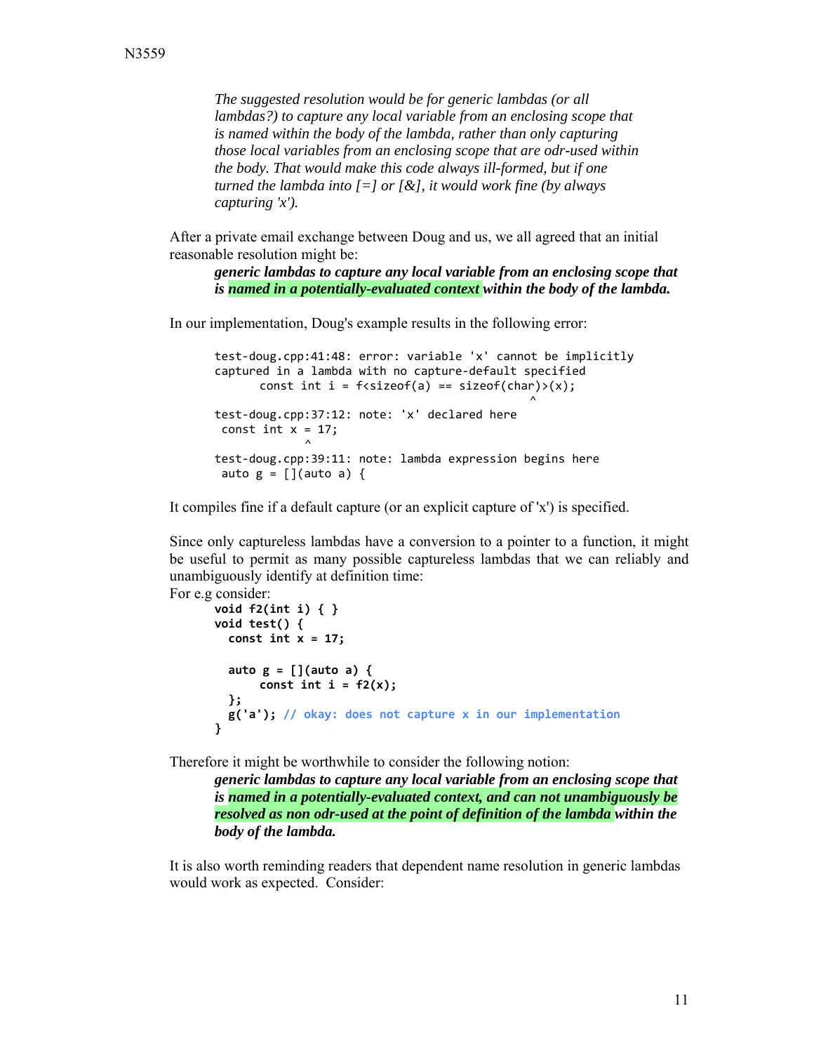> *The suggested resolution would be for generic lambdas (or all lambdas?) to capture any local variable from an enclosing scope that is named within the body of the lambda, rather than only capturing those local variables from an enclosing scope that are odr-used within the body. That would make this code always ill-formed, but if one turned the lambda into [=] or [&], it would work fine (by always capturing 'x').*

After a private email exchange between Doug and us, we all agreed that an initial reasonable resolution might be:

> ***generic lambdas to capture any local variable from an enclosing scope that is named in a potentially-evaluated context within the body of the lambda.***

In our implementation, Doug's example results in the following error:

```
test-doug.cpp:41:48: error: variable 'x' cannot be implicitly
captured in a lambda with no capture-default specified
      const int i = f<sizeof(a) == sizeof(char)>(x);
                                                  ^
test-doug.cpp:37:12: note: 'x' declared here
 const int x = 17;
           ^
test-doug.cpp:39:11: note: lambda expression begins here
 auto g = [](auto a) {
```

It compiles fine if a default capture (or an explicit capture of 'x') is specified.

Since only captureless lambdas have a conversion to a pointer to a function, it might be useful to permit as many possible captureless lambdas that we can reliably and unambiguously identify at definition time:
For e.g consider:

```
void f2(int i) { }
void test() {
  const int x = 17;

  auto g = [](auto a) {
       const int i = f2(x);
  };
  g('a'); // okay: does not capture x in our implementation
}
```

Therefore it might be worthwhile to consider the following notion:

> ***generic lambdas to capture any local variable from an enclosing scope that is named in a potentially-evaluated context, and can not unambiguously be resolved as non odr-used at the point of definition of the lambda within the body of the lambda.***

It is also worth reminding readers that dependent name resolution in generic lambdas would work as expected. Consider: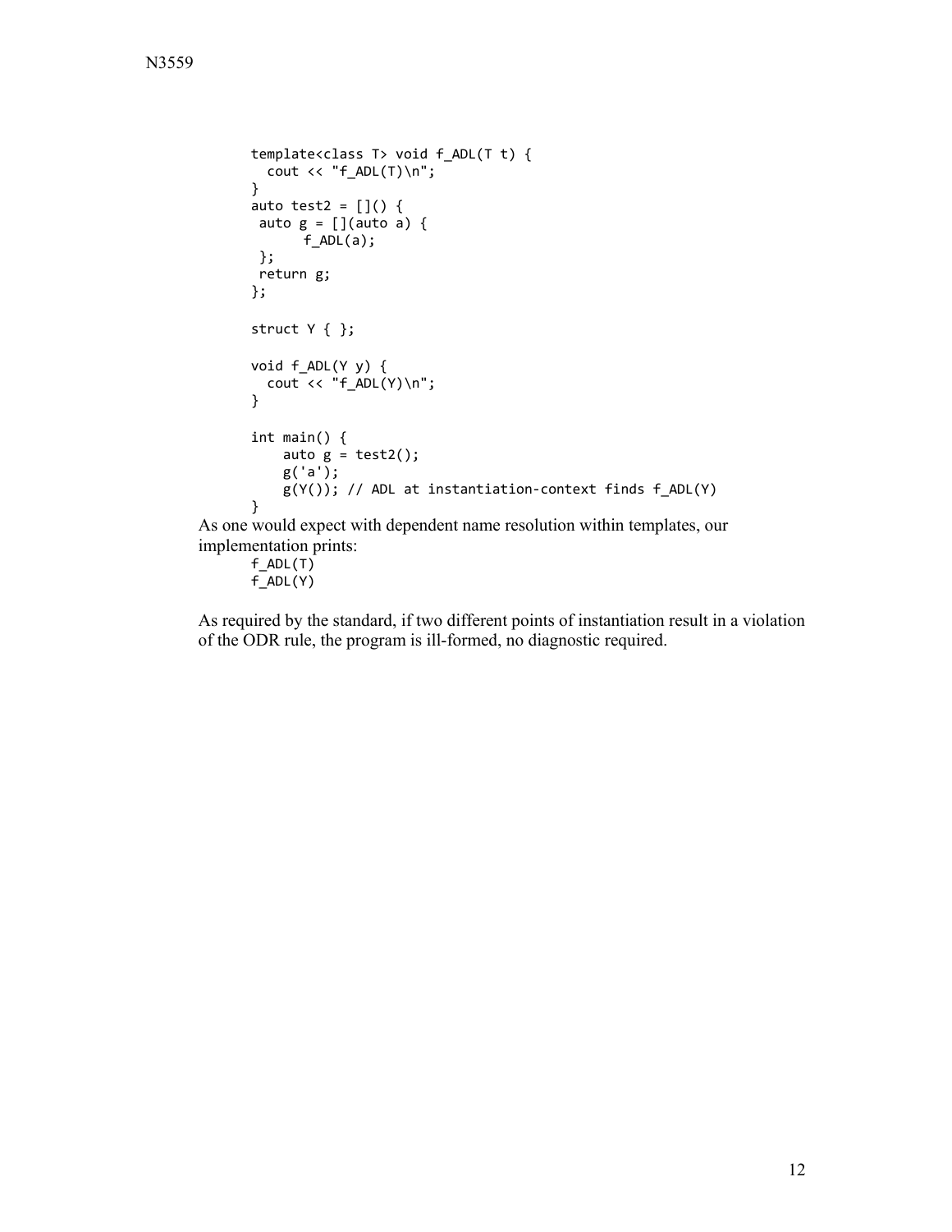```
template<class T> void f_ADL(T t) {
  cout << "f_ADL(T)\n";
}
auto test2 = []() {
 auto g = [](auto a) {
      f_ADL(a);
 };
 return g;
};

struct Y { };

void f_ADL(Y y) {
  cout << "f_ADL(Y)\n";
}

int main() {
    auto g = test2();
    g('a');
    g(Y()); // ADL at instantiation-context finds f_ADL(Y)
}
```

As one would expect with dependent name resolution within templates, our implementation prints:

```
f_ADL(T)
f_ADL(Y)
```

As required by the standard, if two different points of instantiation result in a violation of the ODR rule, the program is ill-formed, no diagnostic required.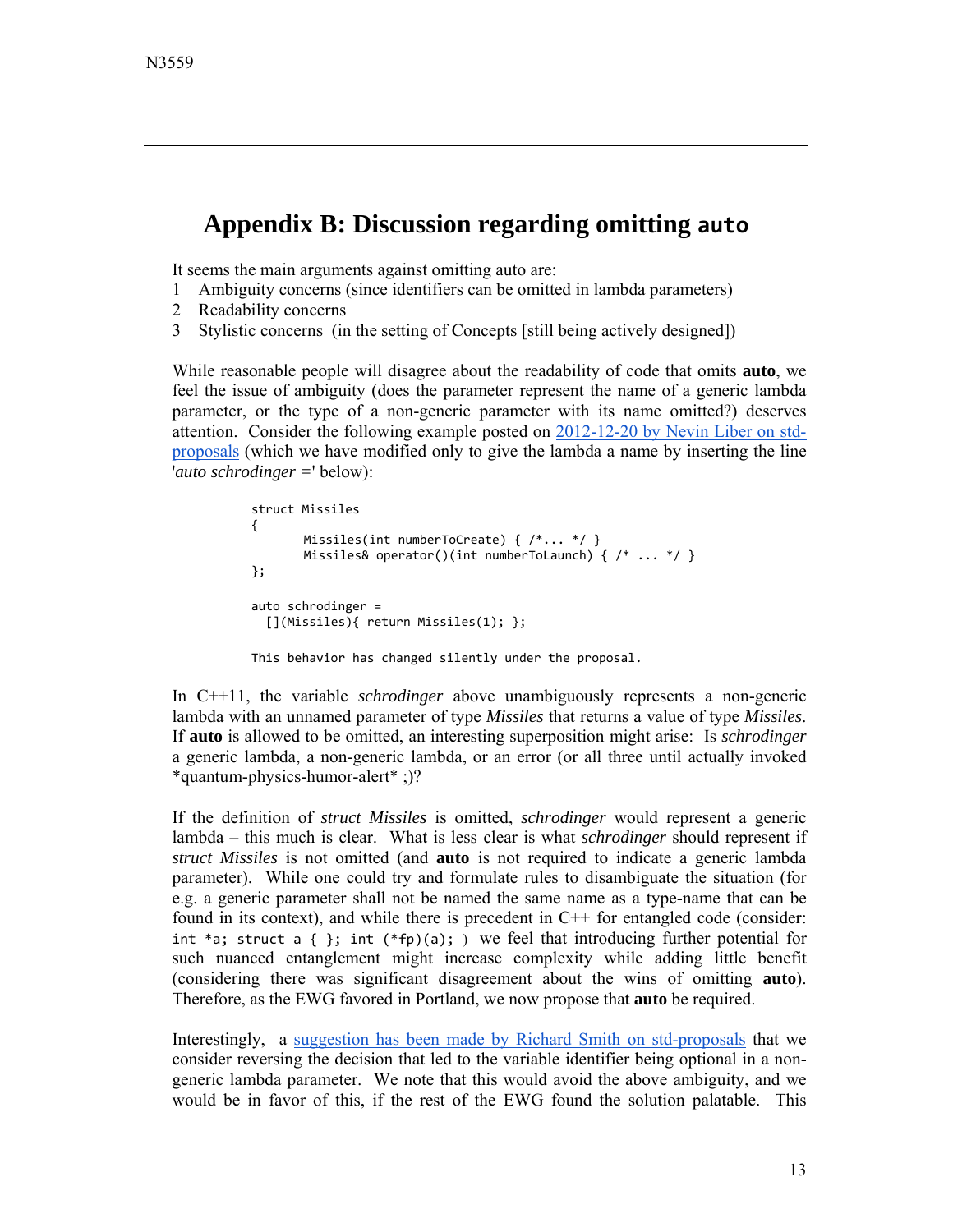## Appendix B: Discussion regarding omitting `auto`

It seems the main arguments against omitting auto are:

1. Ambiguity concerns (since identifiers can be omitted in lambda parameters)
2. Readability concerns
3. Stylistic concerns (in the setting of Concepts [still being actively designed])

While reasonable people will disagree about the readability of code that omits **auto**, we feel the issue of ambiguity (does the parameter represent the name of a generic lambda parameter, or the type of a non-generic parameter with its name omitted?) deserves attention. Consider the following example posted on [2012-12-20 by Nevin Liber on std-proposals](#) (which we have modified only to give the lambda a name by inserting the line '*auto schrodinger =*' below):

```
struct Missiles
{
       Missiles(int numberToCreate) { /*... */ }
       Missiles& operator()(int numberToLaunch) { /* ... */ }
};

auto schrodinger =
  [](Missiles){ return Missiles(1); };

This behavior has changed silently under the proposal.
```

In C++11, the variable *schrodinger* above unambiguously represents a non-generic lambda with an unnamed parameter of type *Missiles* that returns a value of type *Missiles*. If **auto** is allowed to be omitted, an interesting superposition might arise: Is *schrodinger* a generic lambda, a non-generic lambda, or an error (or all three until actually invoked *quantum-physics-humor-alert* ;)?

If the definition of *struct Missiles* is omitted, *schrodinger* would represent a generic lambda – this much is clear. What is less clear is what *schrodinger* should represent if *struct Missiles* is not omitted (and **auto** is not required to indicate a generic lambda parameter). While one could try and formulate rules to disambiguate the situation (for e.g. a generic parameter shall not be named the same name as a type-name that can be found in its context), and while there is precedent in C++ for entangled code (consider: `int *a; struct a { }; int (*fp)(a);` ) we feel that introducing further potential for such nuanced entanglement might increase complexity while adding little benefit (considering there was significant disagreement about the wins of omitting **auto**). Therefore, as the EWG favored in Portland, we now propose that **auto** be required.

Interestingly, a [suggestion has been made by Richard Smith on std-proposals](#) that we consider reversing the decision that led to the variable identifier being optional in a non-generic lambda parameter. We note that this would avoid the above ambiguity, and we would be in favor of this, if the rest of the EWG found the solution palatable. This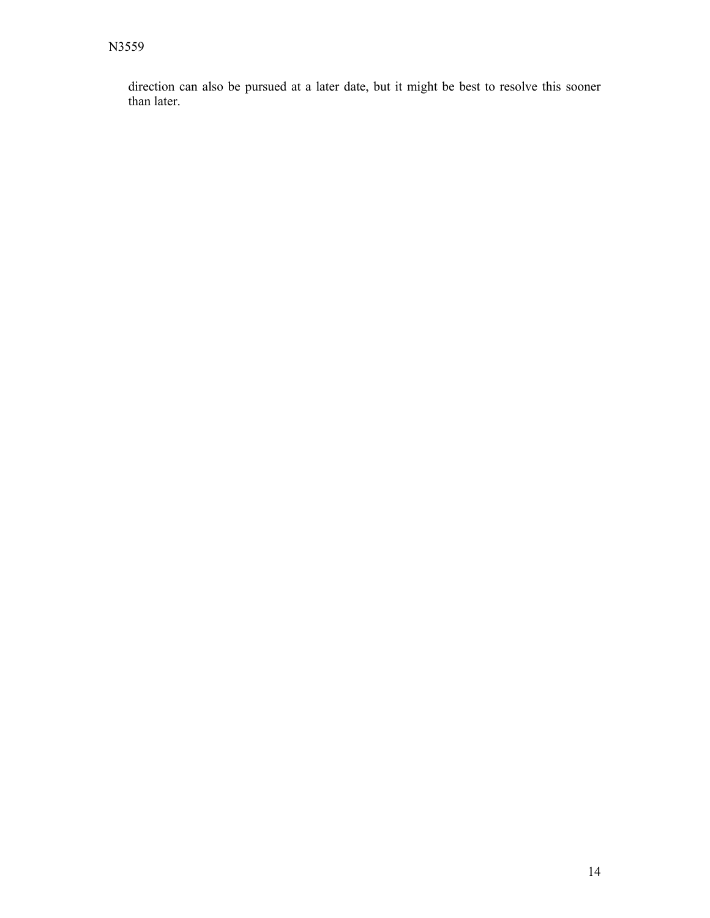direction can also be pursued at a later date, but it might be best to resolve this sooner than later.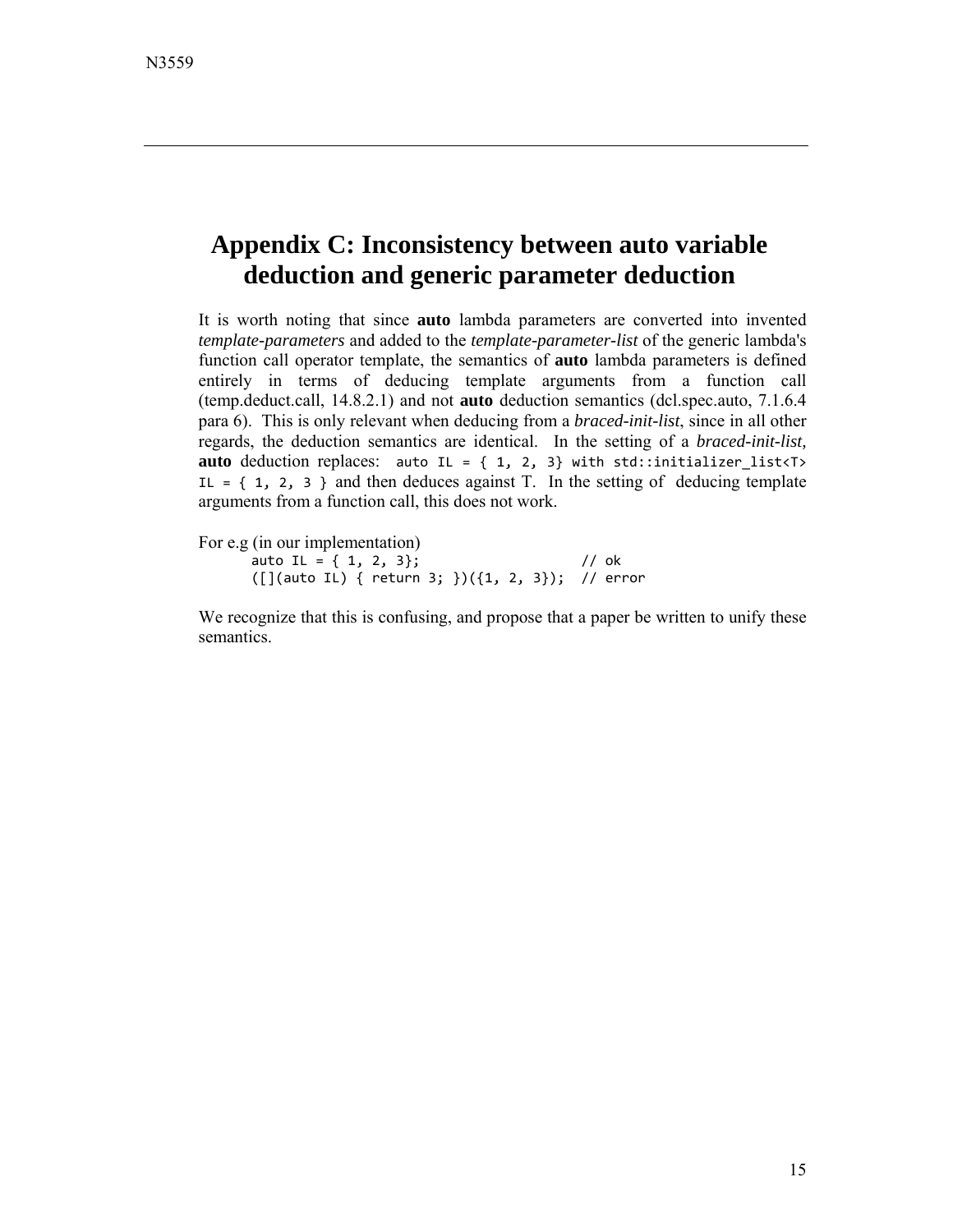# Appendix C: Inconsistency between auto variable deduction and generic parameter deduction

It is worth noting that since **auto** lambda parameters are converted into invented *template-parameters* and added to the *template-parameter-list* of the generic lambda's function call operator template, the semantics of **auto** lambda parameters is defined entirely in terms of deducing template arguments from a function call (temp.deduct.call, 14.8.2.1) and not **auto** deduction semantics (dcl.spec.auto, 7.1.6.4 para 6). This is only relevant when deducing from a *braced-init-list*, since in all other regards, the deduction semantics are identical. In the setting of a *braced-init-list*, **auto** deduction replaces: `auto IL = { 1, 2, 3}` with `std::initializer_list<T> IL = { 1, 2, 3 }` and then deduces against T. In the setting of deducing template arguments from a function call, this does not work.

For e.g (in our implementation)

```
auto IL = { 1, 2, 3};                    // ok
([](auto IL) { return 3; })({1, 2, 3});  // error
```

We recognize that this is confusing, and propose that a paper be written to unify these semantics.